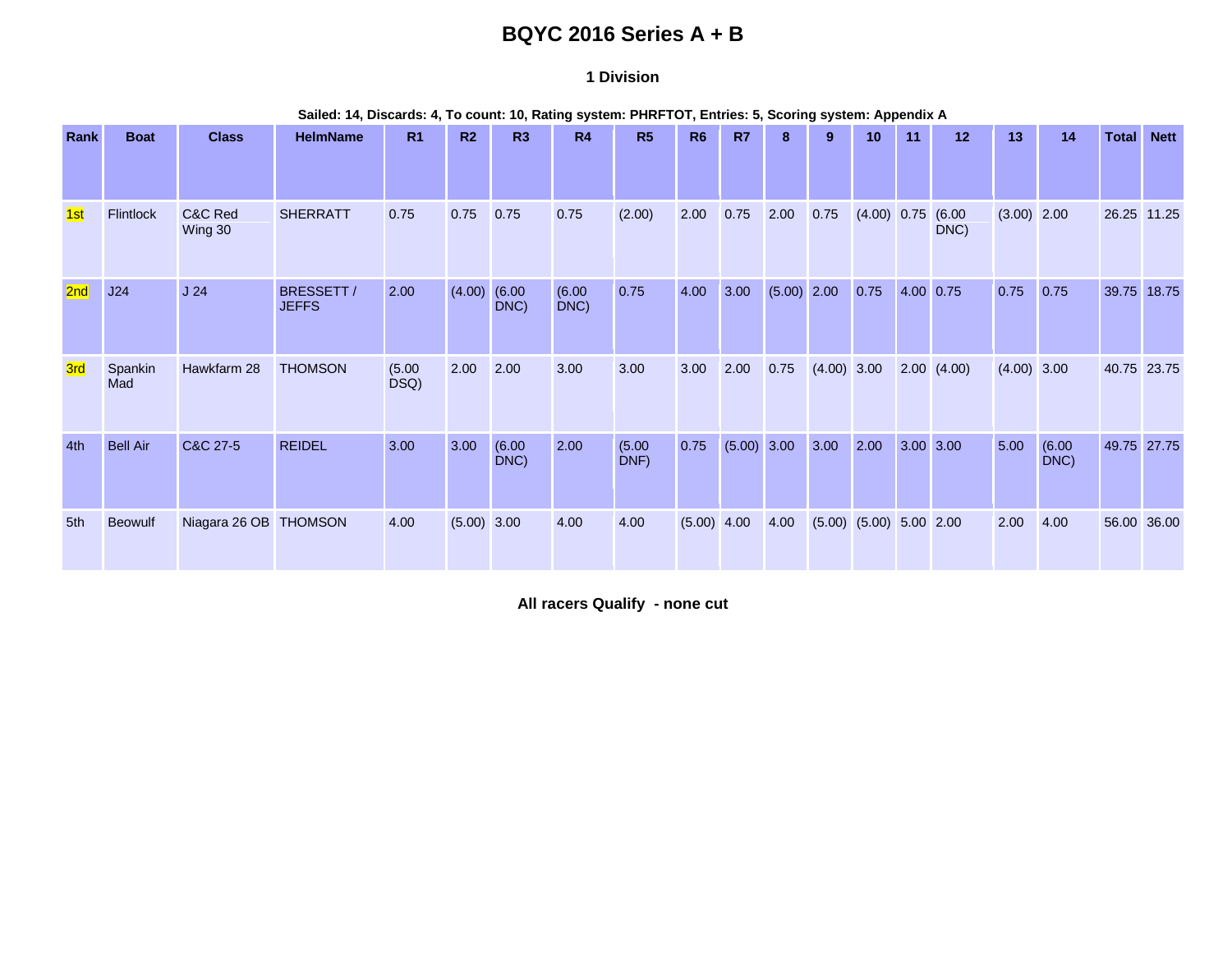# BQYC 2016 Series A + B

## 1 Division

**Sailed: 14, Discards: 4, To count: 10, Rating system: PHRFTOT, Entries: 5, Scoring system: Appendix A**

| Rank | Boat | Class | HelmName | R1 | R2 | R3 | R4 | R5 | R6 | R7 | 8 | 9 | 10 | 11 | 12 | 13 | 14 | Total | Nett |
|---|---|---|---|---|---|---|---|---|---|---|---|---|---|---|---|---|---|---|---|
| 1st | Flintlock | C&C Red Wing 30 | SHERRATT | 0.75 | 0.75 | 0.75 | 0.75 | (2.00) | 2.00 | 0.75 | 2.00 | 0.75 | (4.00) | 0.75 | (6.00 DNC) | (3.00) | 2.00 | 26.25 | 11.25 |
| 2nd | J24 | J 24 | BRESSETT / JEFFS | 2.00 | (4.00) | (6.00 DNC) | (6.00 DNC) | 0.75 | 4.00 | 3.00 | (5.00) | 2.00 | 0.75 | 4.00 | 0.75 | 0.75 | 0.75 | 39.75 | 18.75 |
| 3rd | Spankin Mad | Hawkfarm 28 | THOMSON | (5.00 DSQ) | 2.00 | 2.00 | 3.00 | 3.00 | 3.00 | 2.00 | 0.75 | (4.00) | 3.00 | 2.00 | (4.00) | (4.00) | 3.00 | 40.75 | 23.75 |
| 4th | Bell Air | C&C 27-5 | REIDEL | 3.00 | 3.00 | (6.00 DNC) | 2.00 | (5.00 DNF) | 0.75 | (5.00) | 3.00 | 3.00 | 2.00 | 3.00 | 3.00 | 5.00 | (6.00 DNC) | 49.75 | 27.75 |
| 5th | Beowulf | Niagara 26 OB | THOMSON | 4.00 | (5.00) | 3.00 | 4.00 | 4.00 | (5.00) | 4.00 | 4.00 | (5.00) | (5.00) | 5.00 | 2.00 | 2.00 | 4.00 | 56.00 | 36.00 |

**All racers Qualify - none cut**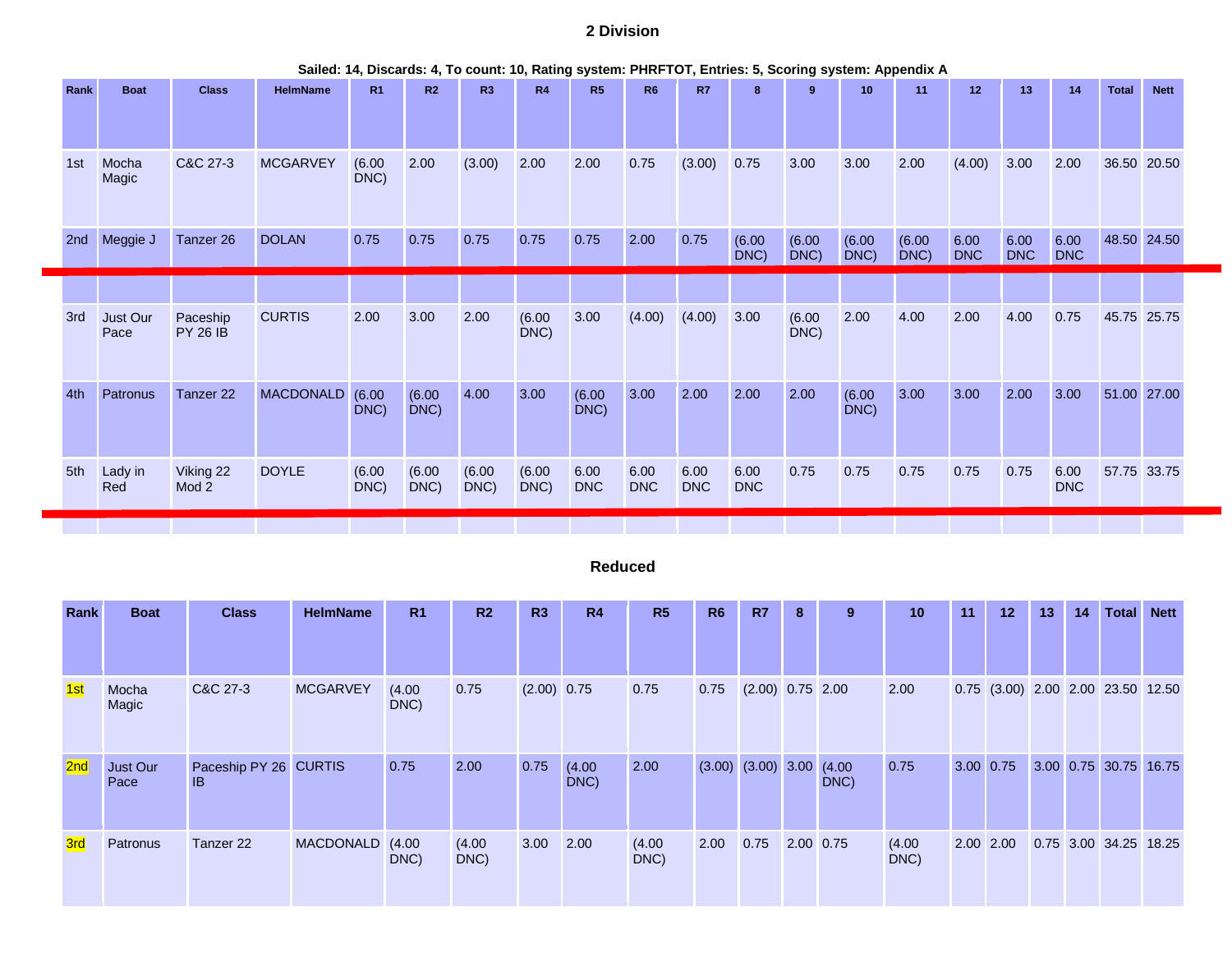## 2 Division

**Sailed: 14, Discards: 4, To count: 10, Rating system: PHRFTOT, Entries: 5, Scoring system: Appendix A**

| Rank | Boat | Class | HelmName | R1 | R2 | R3 | R4 | R5 | R6 | R7 | 8 | 9 | 10 | 11 | 12 | 13 | 14 | Total | Nett |
|---|---|---|---|---|---|---|---|---|---|---|---|---|---|---|---|---|---|---|---|
| 1st | Mocha Magic | C&C 27-3 | MCGARVEY | (6.00 DNC) | 2.00 | (3.00) | 2.00 | 2.00 | 0.75 | (3.00) | 0.75 | 3.00 | 3.00 | 2.00 | (4.00) | 3.00 | 2.00 | 36.50 | 20.50 |
| 2nd | Meggie J | Tanzer 26 | DOLAN | 0.75 | 0.75 | 0.75 | 0.75 | 0.75 | 2.00 | 0.75 | (6.00 DNC) | (6.00 DNC) | (6.00 DNC) | (6.00 DNC) | 6.00 DNC | 6.00 DNC | 6.00 DNC | 48.50 | 24.50 |
| | | | | | | | | | | | | | | | | | | | |
| 3rd | Just Our Pace | Paceship PY 26 IB | CURTIS | 2.00 | 3.00 | 2.00 | (6.00 DNC) | 3.00 | (4.00) | (4.00) | 3.00 | (6.00 DNC) | 2.00 | 4.00 | 2.00 | 4.00 | 0.75 | 45.75 | 25.75 |
| 4th | Patronus | Tanzer 22 | MACDONALD | (6.00 DNC) | (6.00 DNC) | 4.00 | 3.00 | (6.00 DNC) | 3.00 | 2.00 | 2.00 | 2.00 | (6.00 DNC) | 3.00 | 3.00 | 2.00 | 3.00 | 51.00 | 27.00 |
| 5th | Lady in Red | Viking 22 Mod 2 | DOYLE | (6.00 DNC) | (6.00 DNC) | (6.00 DNC) | (6.00 DNC) | 6.00 DNC | 6.00 DNC | 6.00 DNC | 6.00 DNC | 0.75 | 0.75 | 0.75 | 0.75 | 0.75 | 6.00 DNC | 57.75 | 33.75 |

## Reduced

| Rank | Boat | Class | HelmName | R1 | R2 | R3 | R4 | R5 | R6 | R7 | 8 | 9 | 10 | 11 | 12 | 13 | 14 | Total | Nett |
|---|---|---|---|---|---|---|---|---|---|---|---|---|---|---|---|---|---|---|---|
| 1st | Mocha Magic | C&C 27-3 | MCGARVEY | (4.00 DNC) | 0.75 | (2.00) | 0.75 | 0.75 | 0.75 | (2.00) | 0.75 | 2.00 | 2.00 | 0.75 | (3.00) | 2.00 | 2.00 | 23.50 | 12.50 |
| 2nd | Just Our Pace | Paceship PY 26 IB | CURTIS | 0.75 | 2.00 | 0.75 | (4.00 DNC) | 2.00 | (3.00) | (3.00) | 3.00 | (4.00 DNC) | 0.75 | 3.00 | 0.75 | 3.00 | 0.75 | 30.75 | 16.75 |
| 3rd | Patronus | Tanzer 22 | MACDONALD | (4.00 DNC) | (4.00 DNC) | 3.00 | 2.00 | (4.00 DNC) | 2.00 | 0.75 | 2.00 | 0.75 | (4.00 DNC) | 2.00 | 2.00 | 0.75 | 3.00 | 34.25 | 18.25 |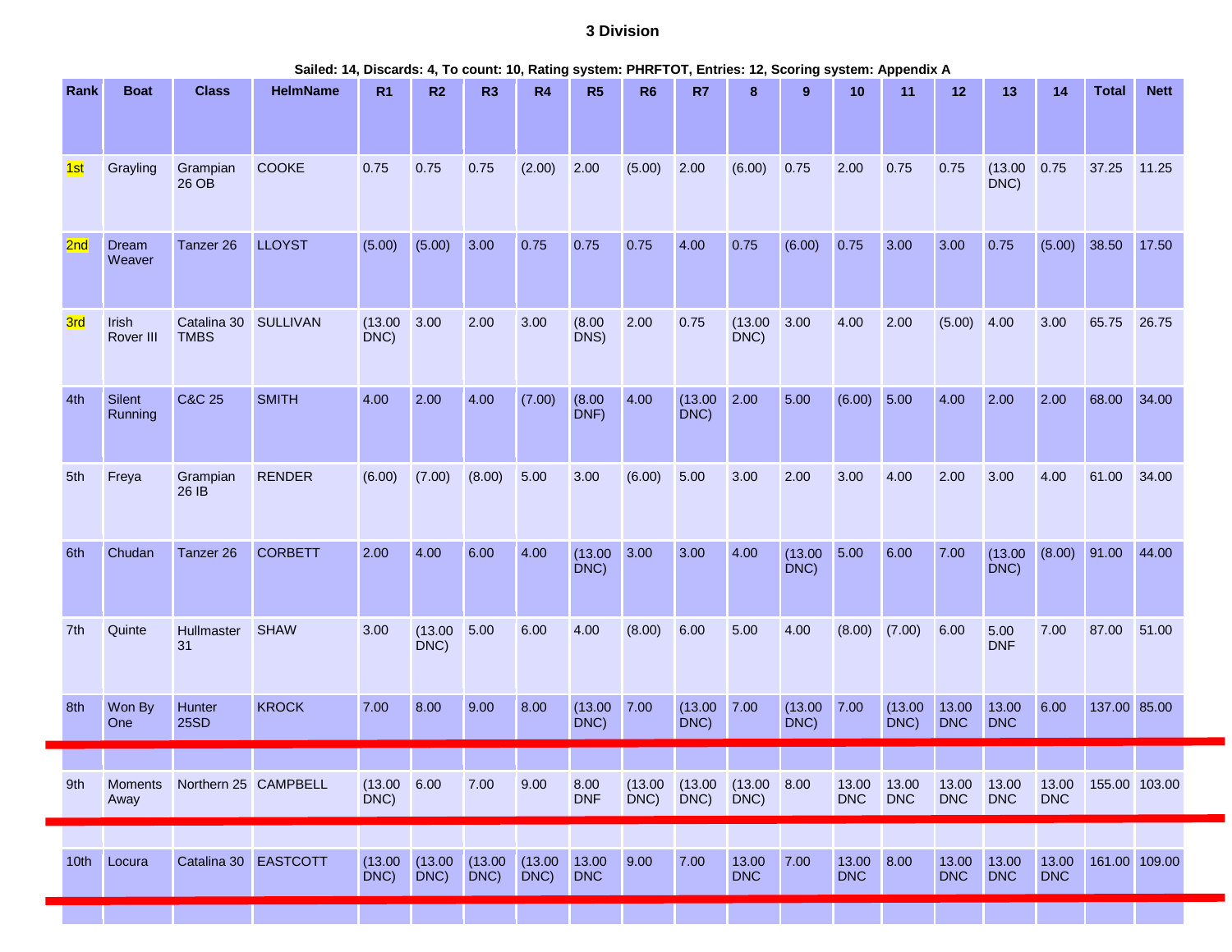### 3 Division

**Sailed: 14, Discards: 4, To count: 10, Rating system: PHRFTOT, Entries: 12, Scoring system: Appendix A**

| Rank | Boat | Class | HelmName | R1 | R2 | R3 | R4 | R5 | R6 | R7 | 8 | 9 | 10 | 11 | 12 | 13 | 14 | Total | Nett |
|---|---|---|---|---|---|---|---|---|---|---|---|---|---|---|---|---|---|---|---|
| 1st | Grayling | Grampian 26 OB | COOKE | 0.75 | 0.75 | 0.75 | (2.00) | 2.00 | (5.00) | 2.00 | (6.00) | 0.75 | 2.00 | 0.75 | 0.75 | (13.00 DNC) | 0.75 | 37.25 | 11.25 |
| 2nd | Dream Weaver | Tanzer 26 | LLOYST | (5.00) | (5.00) | 3.00 | 0.75 | 0.75 | 0.75 | 4.00 | 0.75 | (6.00) | 0.75 | 3.00 | 3.00 | 0.75 | (5.00) | 38.50 | 17.50 |
| 3rd | Irish Rover III | Catalina 30 TMBS | SULLIVAN | (13.00 DNC) | 3.00 | 2.00 | 3.00 | (8.00 DNS) | 2.00 | 0.75 | (13.00 DNC) | 3.00 | 4.00 | 2.00 | (5.00) | 4.00 | 3.00 | 65.75 | 26.75 |
| 4th | Silent Running | C&C 25 | SMITH | 4.00 | 2.00 | 4.00 | (7.00) | (8.00 DNF) | 4.00 | (13.00 DNC) | 2.00 | 5.00 | (6.00) | 5.00 | 4.00 | 2.00 | 2.00 | 68.00 | 34.00 |
| 5th | Freya | Grampian 26 IB | RENDER | (6.00) | (7.00) | (8.00) | 5.00 | 3.00 | (6.00) | 5.00 | 3.00 | 2.00 | 3.00 | 4.00 | 2.00 | 3.00 | 4.00 | 61.00 | 34.00 |
| 6th | Chudan | Tanzer 26 | CORBETT | 2.00 | 4.00 | 6.00 | 4.00 | (13.00 DNC) | 3.00 | 3.00 | 4.00 | (13.00 DNC) | 5.00 | 6.00 | 7.00 | (13.00 DNC) | (8.00) | 91.00 | 44.00 |
| 7th | Quinte | Hullmaster 31 | SHAW | 3.00 | (13.00 DNC) | 5.00 | 6.00 | 4.00 | (8.00) | 6.00 | 5.00 | 4.00 | (8.00) | (7.00) | 6.00 | 5.00 DNF | 7.00 | 87.00 | 51.00 |
| 8th | Won By One | Hunter 25SD | KROCK | 7.00 | 8.00 | 9.00 | 8.00 | (13.00 DNC) | 7.00 | (13.00 DNC) | 7.00 | (13.00 DNC) | 7.00 | (13.00 DNC) | 13.00 DNC | 13.00 DNC | 6.00 | 137.00 | 85.00 |
| 9th | Moments Away | Northern 25 | CAMPBELL | (13.00 DNC) | 6.00 | 7.00 | 9.00 | 8.00 DNF | (13.00 DNC) | (13.00 DNC) | (13.00 DNC) | 8.00 | 13.00 DNC | 13.00 DNC | 13.00 DNC | 13.00 DNC | 13.00 DNC | 155.00 | 103.00 |
| 10th | Locura | Catalina 30 | EASTCOTT | (13.00 DNC) | (13.00 DNC) | (13.00 DNC) | (13.00 DNC) | 13.00 DNC | 9.00 | 7.00 | 13.00 DNC | 7.00 | 13.00 DNC | 8.00 | 13.00 DNC | 13.00 DNC | 13.00 DNC | 161.00 | 109.00 |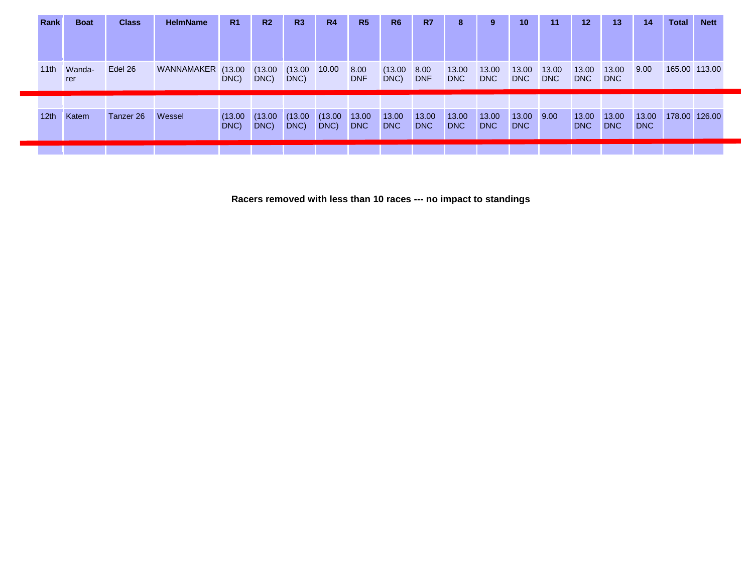| Rank | Boat | Class | HelmName | R1 | R2 | R3 | R4 | R5 | R6 | R7 | 8 | 9 | 10 | 11 | 12 | 13 | 14 | Total | Nett |
|---|---|---|---|---|---|---|---|---|---|---|---|---|---|---|---|---|---|---|---|
| 11th | Wanda-rer | Edel 26 | WANNAMAKER | (13.00 DNC) | (13.00 DNC) | (13.00 DNC) | 10.00 | 8.00 DNF | (13.00 DNC) | 8.00 DNF | 13.00 DNC | 13.00 DNC | 13.00 DNC | 13.00 DNC | 13.00 DNC | 13.00 DNC | 9.00 | 165.00 | 113.00 |
| | | | | | | | | | | | | | | | | | | | |
| 12th | Katem | Tanzer 26 | Wessel | (13.00 DNC) | (13.00 DNC) | (13.00 DNC) | (13.00 DNC) | 13.00 DNC | 13.00 DNC | 13.00 DNC | 13.00 DNC | 13.00 DNC | 13.00 DNC | 9.00 | 13.00 DNC | 13.00 DNC | 13.00 DNC | 178.00 | 126.00 |
| | | | | | | | | | | | | | | | | | | | |

**Racers removed with less than 10 races --- no impact to standings**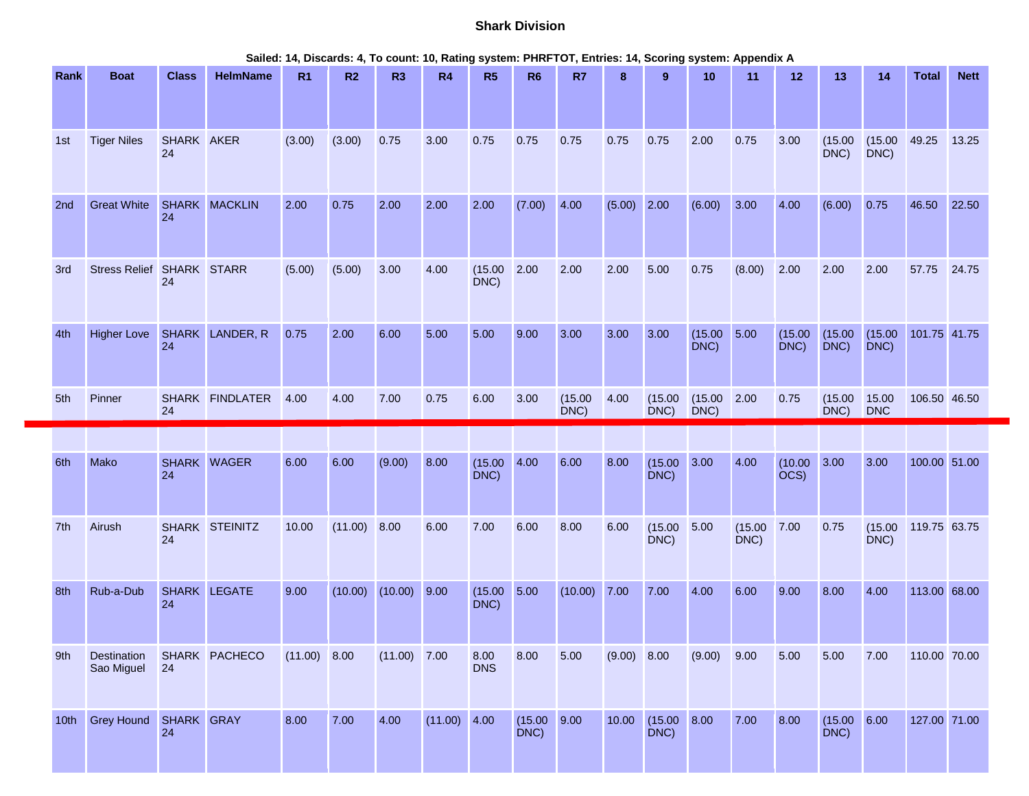## Shark Division

**Sailed: 14, Discards: 4, To count: 10, Rating system: PHRFTOT, Entries: 14, Scoring system: Appendix A**

| Rank | Boat | Class | HelmName | R1 | R2 | R3 | R4 | R5 | R6 | R7 | 8 | 9 | 10 | 11 | 12 | 13 | 14 | Total | Nett |
|---|---|---|---|---|---|---|---|---|---|---|---|---|---|---|---|---|---|---|---|
| 1st | Tiger Niles | SHARK 24 | AKER | (3.00) | (3.00) | 0.75 | 3.00 | 0.75 | 0.75 | 0.75 | 0.75 | 0.75 | 2.00 | 0.75 | 3.00 | (15.00 DNC) | (15.00 DNC) | 49.25 | 13.25 |
| 2nd | Great White | SHARK 24 | MACKLIN | 2.00 | 0.75 | 2.00 | 2.00 | 2.00 | (7.00) | 4.00 | (5.00) | 2.00 | (6.00) | 3.00 | 4.00 | (6.00) | 0.75 | 46.50 | 22.50 |
| 3rd | Stress Relief | SHARK 24 | STARR | (5.00) | (5.00) | 3.00 | 4.00 | (15.00 DNC) | 2.00 | 2.00 | 2.00 | 5.00 | 0.75 | (8.00) | 2.00 | 2.00 | 2.00 | 57.75 | 24.75 |
| 4th | Higher Love | SHARK 24 | LANDER, R | 0.75 | 2.00 | 6.00 | 5.00 | 5.00 | 9.00 | 3.00 | 3.00 | 3.00 | (15.00 DNC) | 5.00 | (15.00 DNC) | (15.00 DNC) | (15.00 DNC) | 101.75 | 41.75 |
| 5th | Pinner | SHARK 24 | FINDLATER | 4.00 | 4.00 | 7.00 | 0.75 | 6.00 | 3.00 | (15.00 DNC) | 4.00 | (15.00 DNC) | (15.00 DNC) | 2.00 | 0.75 | (15.00 DNC) | 15.00 DNC | 106.50 | 46.50 |
| 6th | Mako | SHARK 24 | WAGER | 6.00 | 6.00 | (9.00) | 8.00 | (15.00 DNC) | 4.00 | 6.00 | 8.00 | (15.00 DNC) | 3.00 | 4.00 | (10.00 OCS) | 3.00 | 3.00 | 100.00 | 51.00 |
| 7th | Airush | SHARK 24 | STEINITZ | 10.00 | (11.00) | 8.00 | 6.00 | 7.00 | 6.00 | 8.00 | 6.00 | (15.00 DNC) | 5.00 | (15.00 DNC) | 7.00 | 0.75 | (15.00 DNC) | 119.75 | 63.75 |
| 8th | Rub-a-Dub | SHARK 24 | LEGATE | 9.00 | (10.00) | (10.00) | 9.00 | (15.00 DNC) | 5.00 | (10.00) | 7.00 | 7.00 | 4.00 | 6.00 | 9.00 | 8.00 | 4.00 | 113.00 | 68.00 |
| 9th | Destination Sao Miguel | SHARK 24 | PACHECO | (11.00) | 8.00 | (11.00) | 7.00 | 8.00 DNS | 8.00 | 5.00 | (9.00) | 8.00 | (9.00) | 9.00 | 5.00 | 5.00 | 7.00 | 110.00 | 70.00 |
| 10th | Grey Hound | SHARK 24 | GRAY | 8.00 | 7.00 | 4.00 | (11.00) | 4.00 | (15.00 DNC) | 9.00 | 10.00 | (15.00 DNC) | 8.00 | 7.00 | 8.00 | (15.00 DNC) | 6.00 | 127.00 | 71.00 |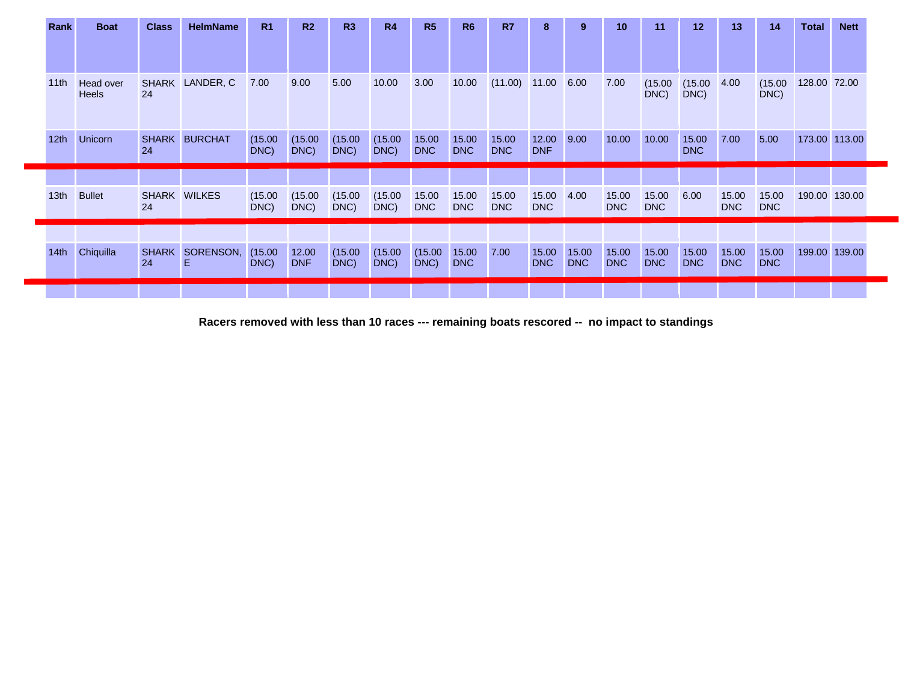| Rank | Boat | Class | HelmName | R1 | R2 | R3 | R4 | R5 | R6 | R7 | 8 | 9 | 10 | 11 | 12 | 13 | 14 | Total | Nett |
|---|---|---|---|---|---|---|---|---|---|---|---|---|---|---|---|---|---|---|---|
| 11th | Head over Heels | SHARK 24 | LANDER, C | 7.00 | 9.00 | 5.00 | 10.00 | 3.00 | 10.00 | (11.00) | 11.00 | 6.00 | 7.00 | (15.00 DNC) | (15.00 DNC) | 4.00 | (15.00 DNC) | 128.00 | 72.00 |
| 12th | Unicorn | SHARK 24 | BURCHAT | (15.00 DNC) | (15.00 DNC) | (15.00 DNC) | (15.00 DNC) | 15.00 DNC | 15.00 DNC | 15.00 DNC | 12.00 DNF | 9.00 | 10.00 | 10.00 | 15.00 DNC | 7.00 | 5.00 | 173.00 | 113.00 |
| 13th | Bullet | SHARK 24 | WILKES | (15.00 DNC) | (15.00 DNC) | (15.00 DNC) | (15.00 DNC) | 15.00 DNC | 15.00 DNC | 15.00 DNC | 15.00 DNC | 4.00 | 15.00 DNC | 15.00 DNC | 6.00 | 15.00 DNC | 15.00 DNC | 190.00 | 130.00 |
| 14th | Chiquilla | SHARK 24 | SORENSON, E | (15.00 DNC) | 12.00 DNF | (15.00 DNC) | (15.00 DNC) | (15.00 DNC) | 15.00 DNC | 7.00 | 15.00 DNC | 15.00 DNC | 15.00 DNC | 15.00 DNC | 15.00 DNC | 15.00 DNC | 15.00 DNC | 199.00 | 139.00 |

**Racers removed with less than 10 races --- remaining boats rescored -- no impact to standings**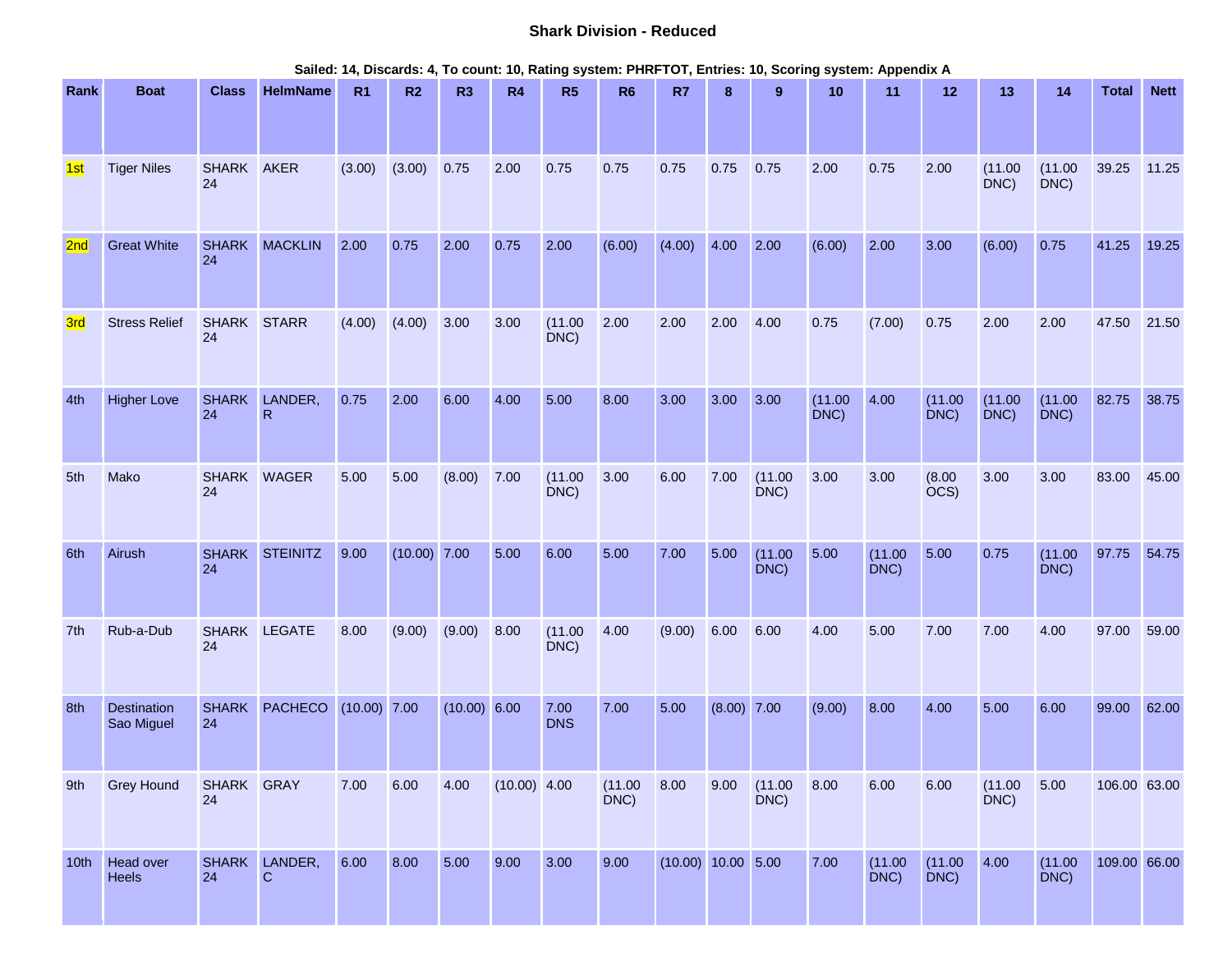# Shark Division - Reduced

**Sailed: 14, Discards: 4, To count: 10, Rating system: PHRFTOT, Entries: 10, Scoring system: Appendix A**

| Rank | Boat | Class | HelmName | R1 | R2 | R3 | R4 | R5 | R6 | R7 | 8 | 9 | 10 | 11 | 12 | 13 | 14 | Total | Nett |
|---|---|---|---|---|---|---|---|---|---|---|---|---|---|---|---|---|---|---|---|
| 1st | Tiger Niles | SHARK 24 | AKER | (3.00) | (3.00) | 0.75 | 2.00 | 0.75 | 0.75 | 0.75 | 0.75 | 0.75 | 2.00 | 0.75 | 2.00 | (11.00 DNC) | (11.00 DNC) | 39.25 | 11.25 |
| 2nd | Great White | SHARK 24 | MACKLIN | 2.00 | 0.75 | 2.00 | 0.75 | 2.00 | (6.00) | (4.00) | 4.00 | 2.00 | (6.00) | 2.00 | 3.00 | (6.00) | 0.75 | 41.25 | 19.25 |
| 3rd | Stress Relief | SHARK 24 | STARR | (4.00) | (4.00) | 3.00 | 3.00 | (11.00 DNC) | 2.00 | 2.00 | 2.00 | 4.00 | 0.75 | (7.00) | 0.75 | 2.00 | 2.00 | 47.50 | 21.50 |
| 4th | Higher Love | SHARK 24 | LANDER, R | 0.75 | 2.00 | 6.00 | 4.00 | 5.00 | 8.00 | 3.00 | 3.00 | 3.00 | (11.00 DNC) | 4.00 | (11.00 DNC) | (11.00 DNC) | (11.00 DNC) | 82.75 | 38.75 |
| 5th | Mako | SHARK 24 | WAGER | 5.00 | 5.00 | (8.00) | 7.00 | (11.00 DNC) | 3.00 | 6.00 | 7.00 | (11.00 DNC) | 3.00 | 3.00 | (8.00 OCS) | 3.00 | 3.00 | 83.00 | 45.00 |
| 6th | Airush | SHARK 24 | STEINITZ | 9.00 | (10.00) | 7.00 | 5.00 | 6.00 | 5.00 | 7.00 | 5.00 | (11.00 DNC) | 5.00 | (11.00 DNC) | 5.00 | 0.75 | (11.00 DNC) | 97.75 | 54.75 |
| 7th | Rub-a-Dub | SHARK 24 | LEGATE | 8.00 | (9.00) | (9.00) | 8.00 | (11.00 DNC) | 4.00 | (9.00) | 6.00 | 6.00 | 4.00 | 5.00 | 7.00 | 7.00 | 4.00 | 97.00 | 59.00 |
| 8th | Destination Sao Miguel | SHARK 24 | PACHECO | (10.00) | 7.00 | (10.00) | 6.00 | 7.00 DNS | 7.00 | 5.00 | (8.00) | 7.00 | (9.00) | 8.00 | 4.00 | 5.00 | 6.00 | 99.00 | 62.00 |
| 9th | Grey Hound | SHARK 24 | GRAY | 7.00 | 6.00 | 4.00 | (10.00) | 4.00 | (11.00 DNC) | 8.00 | 9.00 | (11.00 DNC) | 8.00 | 6.00 | 6.00 | (11.00 DNC) | 5.00 | 106.00 | 63.00 |
| 10th | Head over Heels | SHARK 24 | LANDER, C | 6.00 | 8.00 | 5.00 | 9.00 | 3.00 | 9.00 | (10.00) | 10.00 | 5.00 | 7.00 | (11.00 DNC) | (11.00 DNC) | 4.00 | (11.00 DNC) | 109.00 | 66.00 |